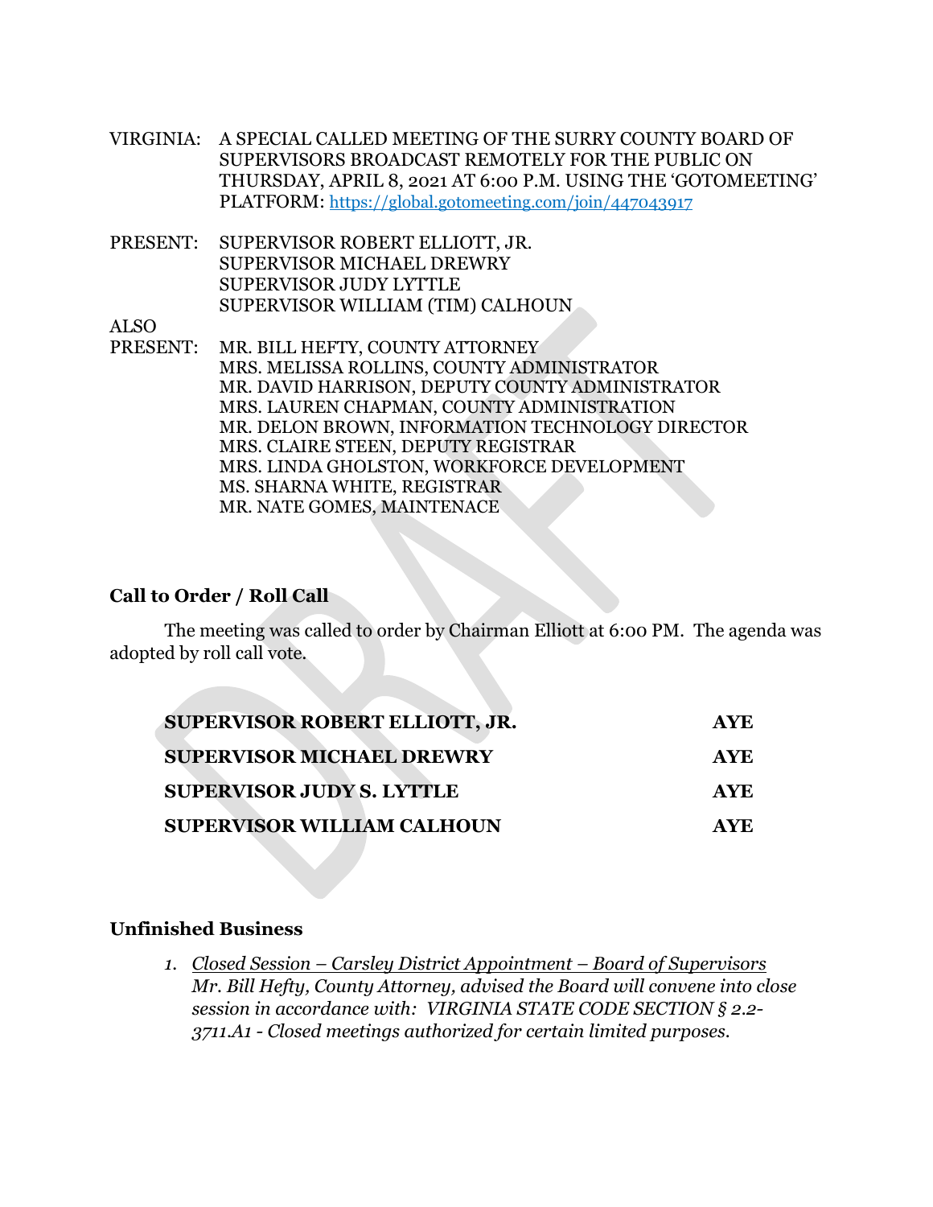VIRGINIA: A SPECIAL CALLED MEETING OF THE SURRY COUNTY BOARD OF SUPERVISORS BROADCAST REMOTELY FOR THE PUBLIC ON THURSDAY, APRIL 8, 2021 AT 6:00 P.M. USING THE 'GOTOMEETING' PLATFORM: https://global.gotomeeting.com/join/447043917

PRESENT: SUPERVISOR ROBERT ELLIOTT, JR.
SUPERVISOR MICHAEL DREWRY
SUPERVISOR JUDY LYTTLE
SUPERVISOR WILLIAM (TIM) CALHOUN

ALSO PRESENT: MR. BILL HEFTY, COUNTY ATTORNEY
MRS. MELISSA ROLLINS, COUNTY ADMINISTRATOR
MR. DAVID HARRISON, DEPUTY COUNTY ADMINISTRATOR
MRS. LAUREN CHAPMAN, COUNTY ADMINISTRATION
MR. DELON BROWN, INFORMATION TECHNOLOGY DIRECTOR
MRS. CLAIRE STEEN, DEPUTY REGISTRAR
MRS. LINDA GHOLSTON, WORKFORCE DEVELOPMENT
MS. SHARNA WHITE, REGISTRAR
MR. NATE GOMES, MAINTENACE

## Call to Order / Roll Call

The meeting was called to order by Chairman Elliott at 6:00 PM. The agenda was adopted by roll call vote.

| | |
|---|---|
| **SUPERVISOR ROBERT ELLIOTT, JR.** | **AYE** |
| **SUPERVISOR MICHAEL DREWRY** | **AYE** |
| **SUPERVISOR JUDY S. LYTTLE** | **AYE** |
| **SUPERVISOR WILLIAM CALHOUN** | **AYE** |

## Unfinished Business

1. *Closed Session – Carsley District Appointment – Board of Supervisors*
*Mr. Bill Hefty, County Attorney, advised the Board will convene into close session in accordance with: VIRGINIA STATE CODE SECTION § 2.2-3711.A1 - Closed meetings authorized for certain limited purposes.*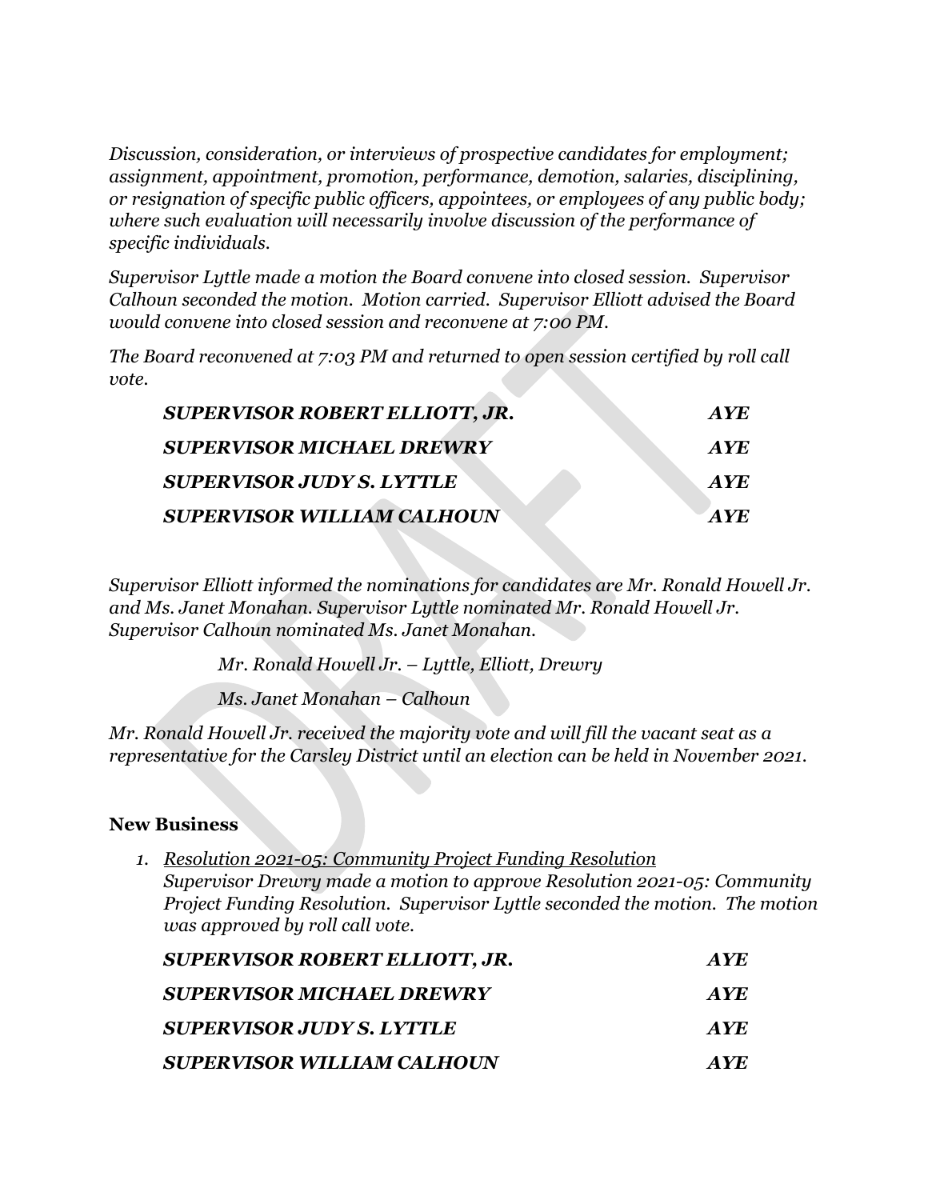*Discussion, consideration, or interviews of prospective candidates for employment; assignment, appointment, promotion, performance, demotion, salaries, disciplining, or resignation of specific public officers, appointees, or employees of any public body; where such evaluation will necessarily involve discussion of the performance of specific individuals.*

*Supervisor Lyttle made a motion the Board convene into closed session. Supervisor Calhoun seconded the motion. Motion carried. Supervisor Elliott advised the Board would convene into closed session and reconvene at 7:00 PM.*

*The Board reconvened at 7:03 PM and returned to open session certified by roll call vote.*

| | |
|---|---|
| ***SUPERVISOR ROBERT ELLIOTT, JR.*** | ***AYE*** |
| ***SUPERVISOR MICHAEL DREWRY*** | ***AYE*** |
| ***SUPERVISOR JUDY S. LYTTLE*** | ***AYE*** |
| ***SUPERVISOR WILLIAM CALHOUN*** | ***AYE*** |

*Supervisor Elliott informed the nominations for candidates are Mr. Ronald Howell Jr. and Ms. Janet Monahan. Supervisor Lyttle nominated Mr. Ronald Howell Jr. Supervisor Calhoun nominated Ms. Janet Monahan.*

*Mr. Ronald Howell Jr. – Lyttle, Elliott, Drewry*

*Ms. Janet Monahan – Calhoun*

*Mr. Ronald Howell Jr. received the majority vote and will fill the vacant seat as a representative for the Carsley District until an election can be held in November 2021.*

## New Business

1. *Resolution 2021-05: Community Project Funding Resolution*
   *Supervisor Drewry made a motion to approve Resolution 2021-05: Community Project Funding Resolution. Supervisor Lyttle seconded the motion. The motion was approved by roll call vote.*

| | |
|---|---|
| ***SUPERVISOR ROBERT ELLIOTT, JR.*** | ***AYE*** |
| ***SUPERVISOR MICHAEL DREWRY*** | ***AYE*** |
| ***SUPERVISOR JUDY S. LYTTLE*** | ***AYE*** |
| ***SUPERVISOR WILLIAM CALHOUN*** | ***AYE*** |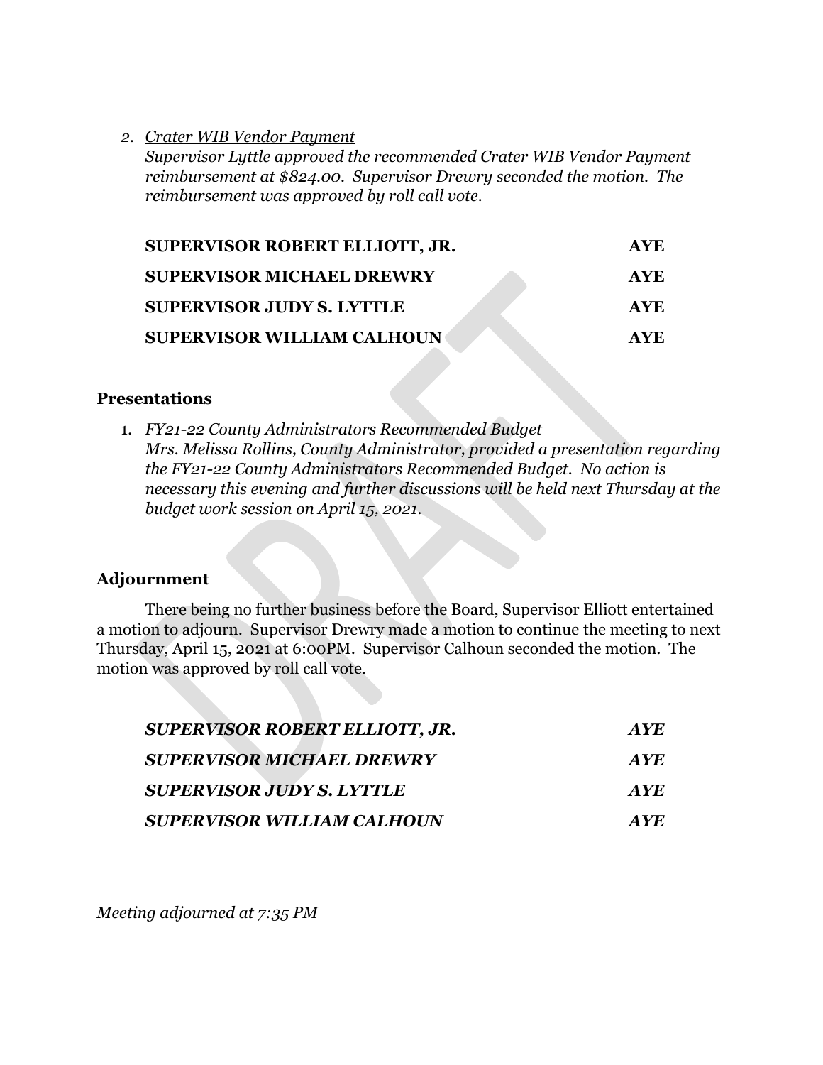2. *Crater WIB Vendor Payment*
   *Supervisor Lyttle approved the recommended Crater WIB Vendor Payment reimbursement at $824.00. Supervisor Drewry seconded the motion. The reimbursement was approved by roll call vote.*

| | |
|---|---|
| **SUPERVISOR ROBERT ELLIOTT, JR.** | **AYE** |
| **SUPERVISOR MICHAEL DREWRY** | **AYE** |
| **SUPERVISOR JUDY S. LYTTLE** | **AYE** |
| **SUPERVISOR WILLIAM CALHOUN** | **AYE** |

## Presentations

1. *FY21-22 County Administrators Recommended Budget*
   *Mrs. Melissa Rollins, County Administrator, provided a presentation regarding the FY21-22 County Administrators Recommended Budget. No action is necessary this evening and further discussions will be held next Thursday at the budget work session on April 15, 2021.*

## Adjournment

There being no further business before the Board, Supervisor Elliott entertained a motion to adjourn. Supervisor Drewry made a motion to continue the meeting to next Thursday, April 15, 2021 at 6:00PM. Supervisor Calhoun seconded the motion. The motion was approved by roll call vote.

| | |
|---|---|
| ***SUPERVISOR ROBERT ELLIOTT, JR.*** | ***AYE*** |
| ***SUPERVISOR MICHAEL DREWRY*** | ***AYE*** |
| ***SUPERVISOR JUDY S. LYTTLE*** | ***AYE*** |
| ***SUPERVISOR WILLIAM CALHOUN*** | ***AYE*** |

*Meeting adjourned at 7:35 PM*